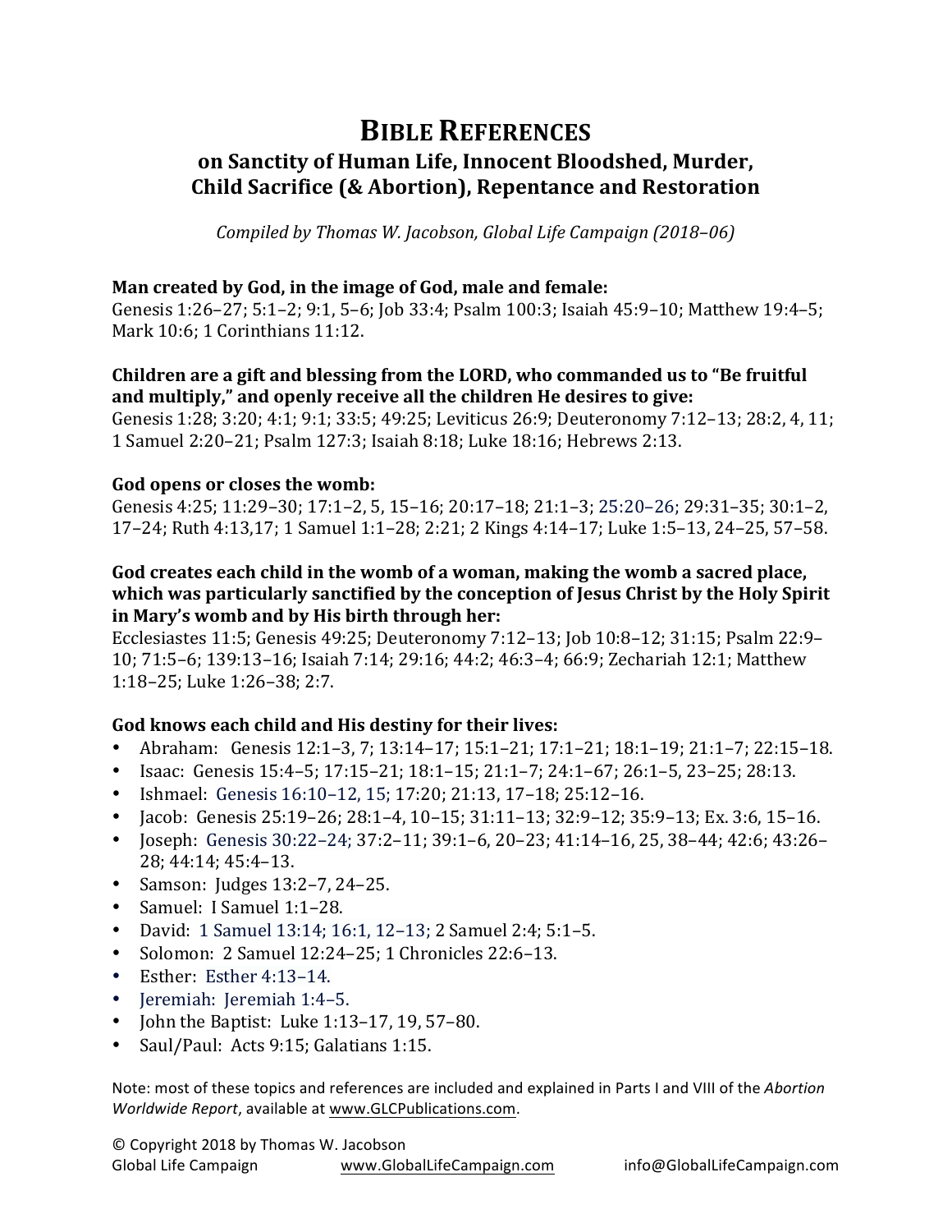# Bible References

## on Sanctity of Human Life, Innocent Bloodshed, Murder, Child Sacrifice (& Abortion), Repentance and Restoration

*Compiled by Thomas W. Jacobson, Global Life Campaign (2018–06)*

**Man created by God, in the image of God, male and female:**
Genesis 1:26–27; 5:1–2; 9:1, 5–6; Job 33:4; Psalm 100:3; Isaiah 45:9–10; Matthew 19:4–5; Mark 10:6; 1 Corinthians 11:12.

**Children are a gift and blessing from the LORD, who commanded us to "Be fruitful and multiply," and openly receive all the children He desires to give:**
Genesis 1:28; 3:20; 4:1; 9:1; 33:5; 49:25; Leviticus 26:9; Deuteronomy 7:12–13; 28:2, 4, 11; 1 Samuel 2:20–21; Psalm 127:3; Isaiah 8:18; Luke 18:16; Hebrews 2:13.

**God opens or closes the womb:**
Genesis 4:25; 11:29–30; 17:1–2, 5, 15–16; 20:17–18; 21:1–3; 25:20–26; 29:31–35; 30:1–2, 17–24; Ruth 4:13,17; 1 Samuel 1:1–28; 2:21; 2 Kings 4:14–17; Luke 1:5–13, 24–25, 57–58.

**God creates each child in the womb of a woman, making the womb a sacred place, which was particularly sanctified by the conception of Jesus Christ by the Holy Spirit in Mary's womb and by His birth through her:**
Ecclesiastes 11:5; Genesis 49:25; Deuteronomy 7:12–13; Job 10:8–12; 31:15; Psalm 22:9–10; 71:5–6; 139:13–16; Isaiah 7:14; 29:16; 44:2; 46:3–4; 66:9; Zechariah 12:1; Matthew 1:18–25; Luke 1:26–38; 2:7.

**God knows each child and His destiny for their lives:**

- Abraham: Genesis 12:1–3, 7; 13:14–17; 15:1–21; 17:1–21; 18:1–19; 21:1–7; 22:15–18.
- Isaac: Genesis 15:4–5; 17:15–21; 18:1–15; 21:1–7; 24:1–67; 26:1–5, 23–25; 28:13.
- Ishmael: Genesis 16:10–12, 15; 17:20; 21:13, 17–18; 25:12–16.
- Jacob: Genesis 25:19–26; 28:1–4, 10–15; 31:11–13; 32:9–12; 35:9–13; Ex. 3:6, 15–16.
- Joseph: Genesis 30:22–24; 37:2–11; 39:1–6, 20–23; 41:14–16, 25, 38–44; 42:6; 43:26–28; 44:14; 45:4–13.
- Samson: Judges 13:2–7, 24–25.
- Samuel: I Samuel 1:1–28.
- David: 1 Samuel 13:14; 16:1, 12–13; 2 Samuel 2:4; 5:1–5.
- Solomon: 2 Samuel 12:24–25; 1 Chronicles 22:6–13.
- Esther: Esther 4:13–14.
- Jeremiah: Jeremiah 1:4–5.
- John the Baptist: Luke 1:13–17, 19, 57–80.
- Saul/Paul: Acts 9:15; Galatians 1:15.

Note: most of these topics and references are included and explained in Parts I and VIII of the *Abortion Worldwide Report*, available at www.GLCPublications.com.

© Copyright 2018 by Thomas W. Jacobson
Global Life Campaign www.GlobalLifeCampaign.com info@GlobalLifeCampaign.com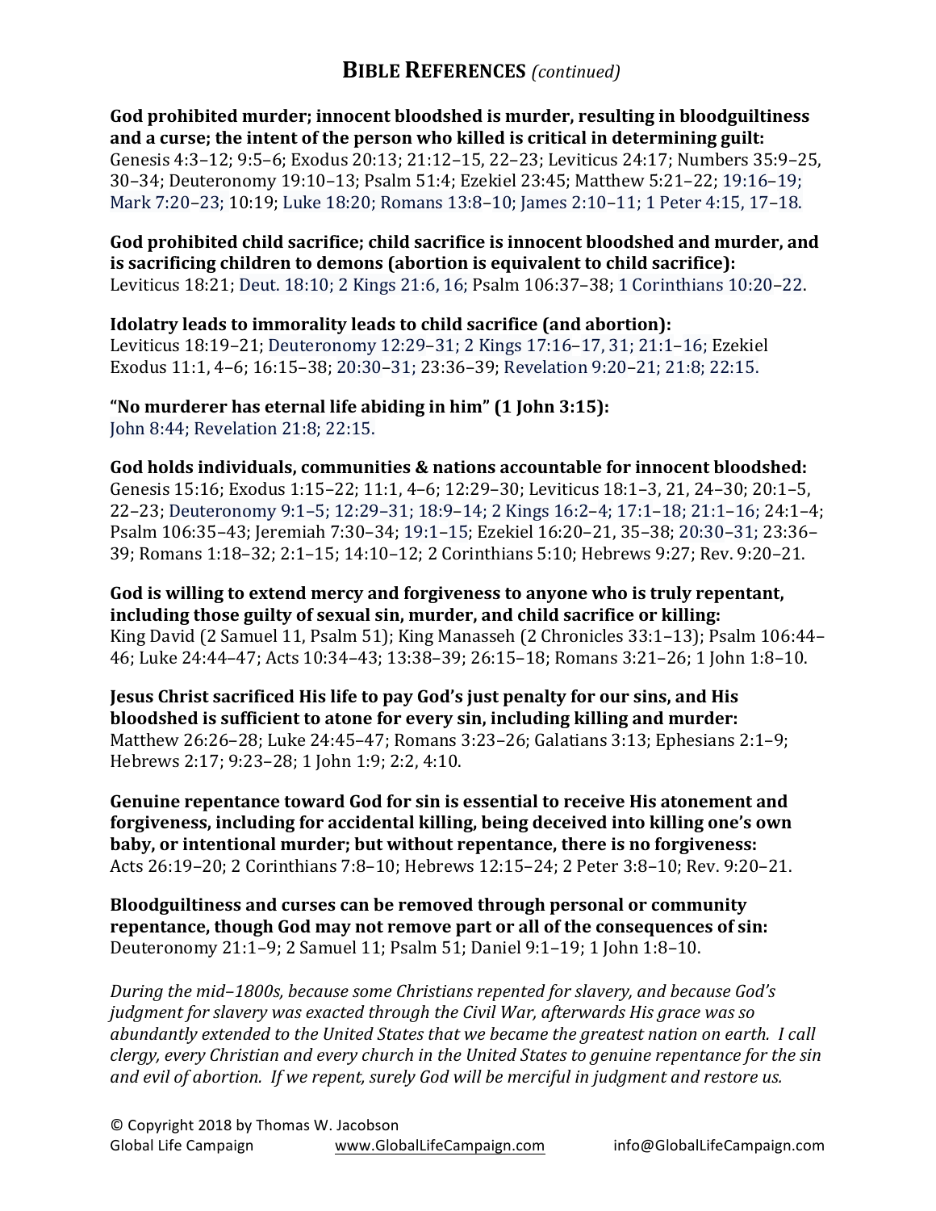## BIBLE REFERENCES *(continued)*

**God prohibited murder; innocent bloodshed is murder, resulting in bloodguiltiness and a curse; the intent of the person who killed is critical in determining guilt:**
Genesis 4:3–12; 9:5–6; Exodus 20:13; 21:12–15, 22–23; Leviticus 24:17; Numbers 35:9–25, 30–34; Deuteronomy 19:10–13; Psalm 51:4; Ezekiel 23:45; Matthew 5:21–22; 19:16–19; Mark 7:20–23; 10:19; Luke 18:20; Romans 13:8–10; James 2:10–11; 1 Peter 4:15, 17–18.

**God prohibited child sacrifice; child sacrifice is innocent bloodshed and murder, and is sacrificing children to demons (abortion is equivalent to child sacrifice):**
Leviticus 18:21; Deut. 18:10; 2 Kings 21:6, 16; Psalm 106:37–38; 1 Corinthians 10:20–22.

**Idolatry leads to immorality leads to child sacrifice (and abortion):**
Leviticus 18:19–21; Deuteronomy 12:29–31; 2 Kings 17:16–17, 31; 21:1–16; Ezekiel Exodus 11:1, 4–6; 16:15–38; 20:30–31; 23:36–39; Revelation 9:20–21; 21:8; 22:15.

**"No murderer has eternal life abiding in him" (1 John 3:15):**
John 8:44; Revelation 21:8; 22:15.

**God holds individuals, communities & nations accountable for innocent bloodshed:**
Genesis 15:16; Exodus 1:15–22; 11:1, 4–6; 12:29–30; Leviticus 18:1–3, 21, 24–30; 20:1–5, 22–23; Deuteronomy 9:1–5; 12:29–31; 18:9–14; 2 Kings 16:2–4; 17:1–18; 21:1–16; 24:1–4; Psalm 106:35–43; Jeremiah 7:30–34; 19:1–15; Ezekiel 16:20–21, 35–38; 20:30–31; 23:36–39; Romans 1:18–32; 2:1–15; 14:10–12; 2 Corinthians 5:10; Hebrews 9:27; Rev. 9:20–21.

**God is willing to extend mercy and forgiveness to anyone who is truly repentant, including those guilty of sexual sin, murder, and child sacrifice or killing:**
King David (2 Samuel 11, Psalm 51); King Manasseh (2 Chronicles 33:1–13); Psalm 106:44–46; Luke 24:44–47; Acts 10:34–43; 13:38–39; 26:15–18; Romans 3:21–26; 1 John 1:8–10.

**Jesus Christ sacrificed His life to pay God's just penalty for our sins, and His bloodshed is sufficient to atone for every sin, including killing and murder:**
Matthew 26:26–28; Luke 24:45–47; Romans 3:23–26; Galatians 3:13; Ephesians 2:1–9; Hebrews 2:17; 9:23–28; 1 John 1:9; 2:2, 4:10.

**Genuine repentance toward God for sin is essential to receive His atonement and forgiveness, including for accidental killing, being deceived into killing one's own baby, or intentional murder; but without repentance, there is no forgiveness:**
Acts 26:19–20; 2 Corinthians 7:8–10; Hebrews 12:15–24; 2 Peter 3:8–10; Rev. 9:20–21.

**Bloodguiltiness and curses can be removed through personal or community repentance, though God may not remove part or all of the consequences of sin:**
Deuteronomy 21:1–9; 2 Samuel 11; Psalm 51; Daniel 9:1–19; 1 John 1:8–10.

*During the mid–1800s, because some Christians repented for slavery, and because God's judgment for slavery was exacted through the Civil War, afterwards His grace was so abundantly extended to the United States that we became the greatest nation on earth. I call clergy, every Christian and every church in the United States to genuine repentance for the sin and evil of abortion. If we repent, surely God will be merciful in judgment and restore us.*

© Copyright 2018 by Thomas W. Jacobson
Global Life Campaign www.GlobalLifeCampaign.com info@GlobalLifeCampaign.com